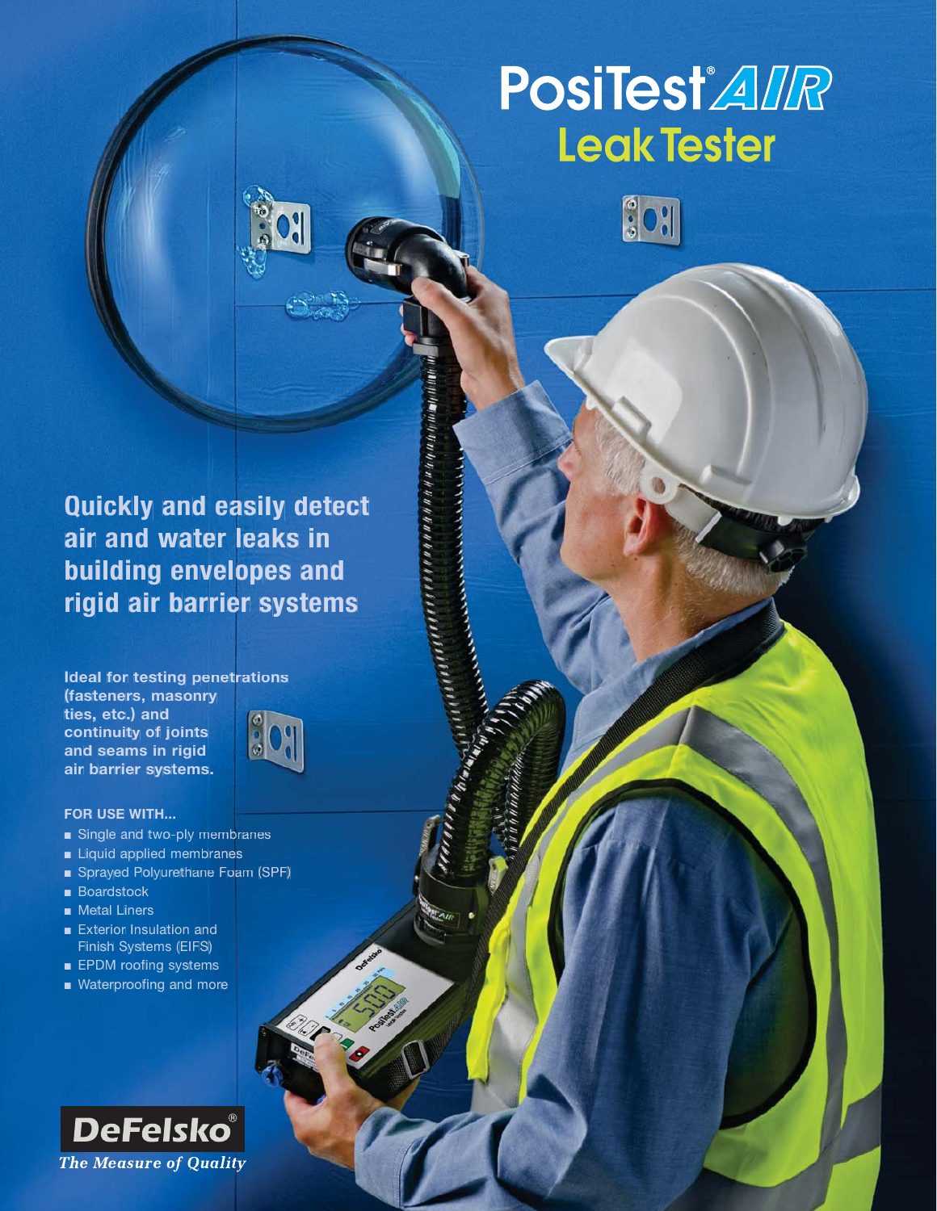# PosiTest® AIR Leak Tester

## Quickly and easily detect air and water leaks in building envelopes and rigid air barrier systems

**Ideal for testing penetrations (fasteners, masonry ties, etc.) and continuity of joints and seams in rigid air barrier systems.**

**FOR USE WITH...**

- Single and two-ply membranes
- Liquid applied membranes
- Sprayed Polyurethane Foam (SPF)
- Boardstock
- Metal Liners
- Exterior Insulation and Finish Systems (EIFS)
- EPDM roofing systems
- Waterproofing and more

**DeFelsko®**
*The Measure of Quality*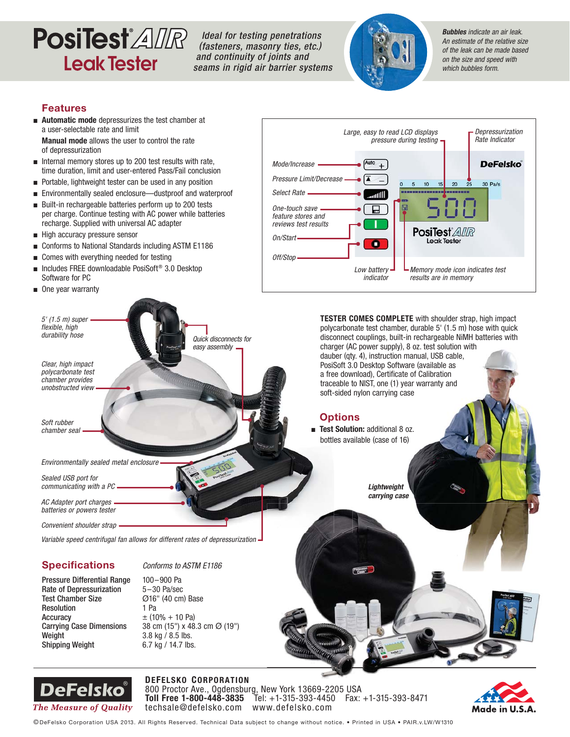# PosiTest® AIR Leak Tester

*Ideal for testing penetrations (fasteners, masonry ties, etc.) and continuity of joints and seams in rigid air barrier systems*

***Bubbles** indicate an air leak. An estimate of the relative size of the leak can be made based on the size and speed with which bubbles form.*

## Features

- **Automatic mode** depressurizes the test chamber at a user-selectable rate and limit
  **Manual mode** allows the user to control the rate of depressurization
- Internal memory stores up to 200 test results with rate, time duration, limit and user-entered Pass/Fail conclusion
- Portable, lightweight tester can be used in any position
- Environmentally sealed enclosure—dustproof and waterproof
- Built-in rechargeable batteries perform up to 200 tests per charge. Continue testing with AC power while batteries recharge. Supplied with universal AC adapter
- High accuracy pressure sensor
- Conforms to National Standards including ASTM E1186
- Comes with everything needed for testing
- Includes FREE downloadable PosiSoft® 3.0 Desktop Software for PC
- One year warranty

*Large, easy to read LCD displays pressure during testing*
*Depressurization Rate Indicator*
*Mode/Increase*
*Pressure Limit/Decrease*
*Select Rate*
*One-touch save feature stores and reviews test results*
*On/Start*
*Off/Stop*
*Low battery indicator*
*Memory mode icon indicates test results are in memory*

*5' (1.5 m) super flexible, high durability hose*
*Quick disconnects for easy assembly*
*Clear, high impact polycarbonate test chamber provides unobstructed view*
*Soft rubber chamber seal*
*Environmentally sealed metal enclosure*
*Sealed USB port for communicating with a PC*
*AC Adapter port charges batteries or powers tester*
*Convenient shoulder strap*
*Variable speed centrifugal fan allows for different rates of depressurization*

**TESTER COMES COMPLETE** with shoulder strap, high impact polycarbonate test chamber, durable 5' (1.5 m) hose with quick disconnect couplings, built-in rechargeable NiMH batteries with charger (AC power supply), 8 oz. test solution with dauber (qty. 4), instruction manual, USB cable, PosiSoft 3.0 Desktop Software (available as a free download), Certificate of Calibration traceable to NIST, one (1) year warranty and soft-sided nylon carrying case

## Options

- **Test Solution:** additional 8 oz. bottles available (case of 16)

*Lightweight carrying case*

## Specifications

*Conforms to ASTM E1186*

| | |
|---|---|
| Pressure Differential Range | 100–900 Pa |
| Rate of Depressurization | 5–30 Pa/sec |
| Test Chamber Size | Ø16" (40 cm) Base |
| Resolution | 1 Pa |
| Accuracy | ± (10% + 10 Pa) |
| Carrying Case Dimensions | 38 cm (15") x 48.3 cm Ø (19") |
| Weight | 3.8 kg / 8.5 lbs. |
| Shipping Weight | 6.7 kg / 14.7 lbs. |

**DeFelsko** *The Measure of Quality*

**DEFELSKO CORPORATION**
800 Proctor Ave., Ogdensburg, New York 13669-2205 USA
**Toll Free 1-800-448-3835** Tel: +1-315-393-4450 Fax: +1-315-393-8471
techsale@defelsko.com www.defelsko.com

Made in U.S.A.

©DeFelsko Corporation USA 2013. All Rights Reserved. Technical Data subject to change without notice. • Printed in USA • PAIR.v.LW/W1310